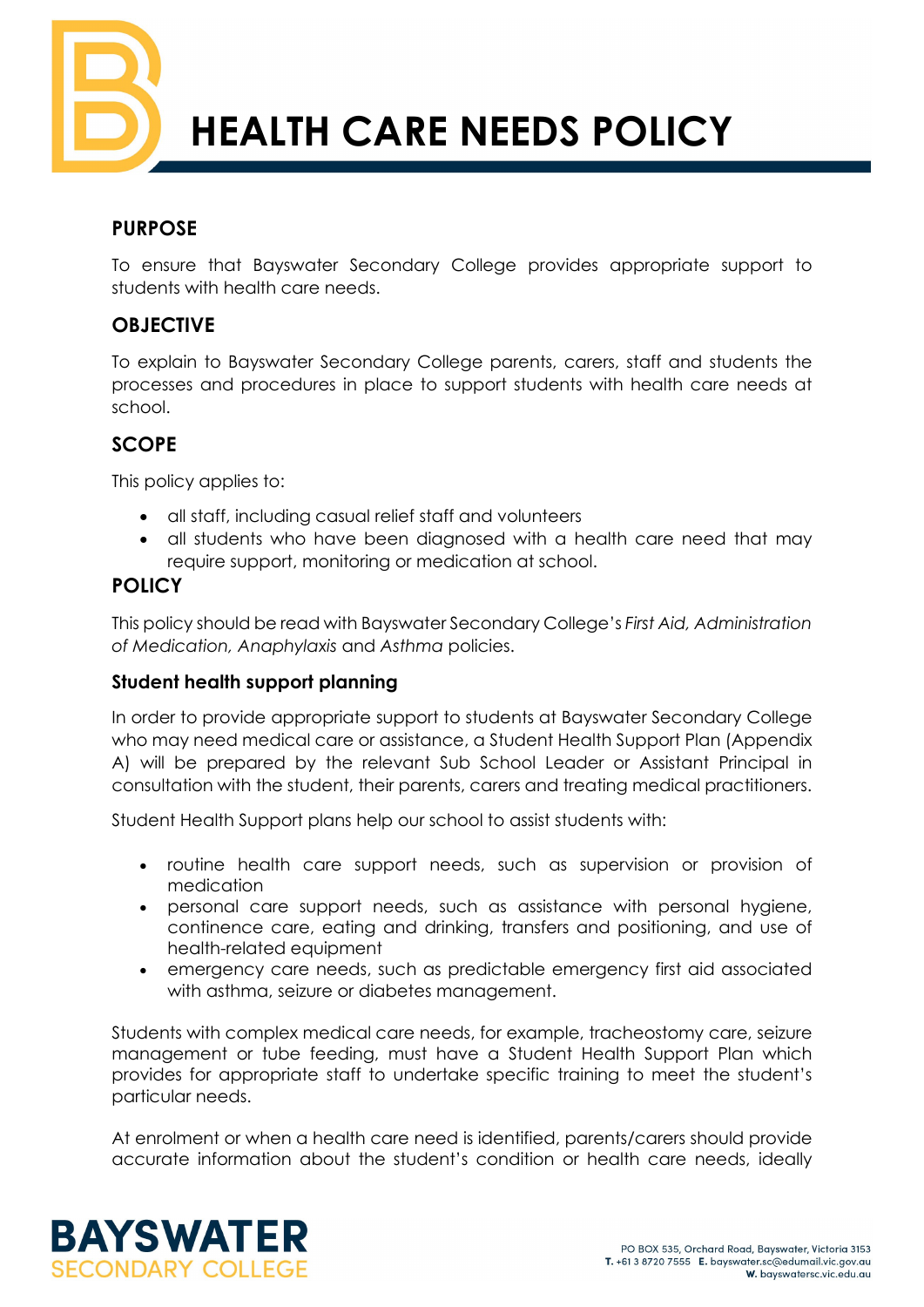# HEALTH CARE NEEDS POLICY

## PURPOSE

To ensure that Bayswater Secondary College provides appropriate support to students with health care needs.

## OBJECTIVE

To explain to Bayswater Secondary College parents, carers, staff and students the processes and procedures in place to support students with health care needs at school.

## SCOPE

This policy applies to:

- all staff, including casual relief staff and volunteers
- all students who have been diagnosed with a health care need that may require support, monitoring or medication at school.

## POLICY

This policy should be read with Bayswater Secondary College's *First Aid, Administration of Medication, Anaphylaxis* and *Asthma* policies.

### Student health support planning

In order to provide appropriate support to students at Bayswater Secondary College who may need medical care or assistance, a Student Health Support Plan (Appendix A) will be prepared by the relevant Sub School Leader or Assistant Principal in consultation with the student, their parents, carers and treating medical practitioners.

Student Health Support plans help our school to assist students with:

- routine health care support needs, such as supervision or provision of medication
- personal care support needs, such as assistance with personal hygiene, continence care, eating and drinking, transfers and positioning, and use of health-related equipment
- emergency care needs, such as predictable emergency first aid associated with asthma, seizure or diabetes management.

Students with complex medical care needs, for example, tracheostomy care, seizure management or tube feeding, must have a Student Health Support Plan which provides for appropriate staff to undertake specific training to meet the student's particular needs.

At enrolment or when a health care need is identified, parents/carers should provide accurate information about the student's condition or health care needs, ideally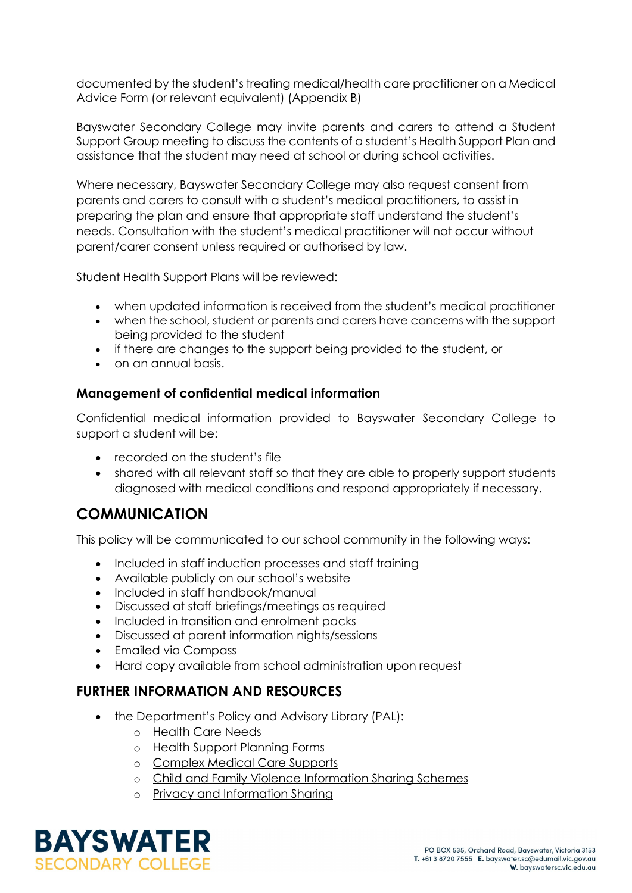documented by the student's treating medical/health care practitioner on a Medical Advice Form (or relevant equivalent) (Appendix B)

Bayswater Secondary College may invite parents and carers to attend a Student Support Group meeting to discuss the contents of a student's Health Support Plan and assistance that the student may need at school or during school activities.

Where necessary, Bayswater Secondary College may also request consent from parents and carers to consult with a student's medical practitioners, to assist in preparing the plan and ensure that appropriate staff understand the student's needs. Consultation with the student's medical practitioner will not occur without parent/carer consent unless required or authorised by law.

Student Health Support Plans will be reviewed:

- when updated information is received from the student's medical practitioner
- when the school, student or parents and carers have concerns with the support being provided to the student
- if there are changes to the support being provided to the student, or
- on an annual basis.

### Management of confidential medical information

Confidential medical information provided to Bayswater Secondary College to support a student will be:

- recorded on the student's file
- shared with all relevant staff so that they are able to properly support students diagnosed with medical conditions and respond appropriately if necessary.

## COMMUNICATION

This policy will be communicated to our school community in the following ways:

- Included in staff induction processes and staff training
- Available publicly on our school's website
- Included in staff handbook/manual
- Discussed at staff briefings/meetings as required
- Included in transition and enrolment packs
- Discussed at parent information nights/sessions
- Emailed via Compass
- Hard copy available from school administration upon request

## FURTHER INFORMATION AND RESOURCES

- the Department's Policy and Advisory Library (PAL):
  - Health Care Needs
  - Health Support Planning Forms
  - Complex Medical Care Supports
  - Child and Family Violence Information Sharing Schemes
  - Privacy and Information Sharing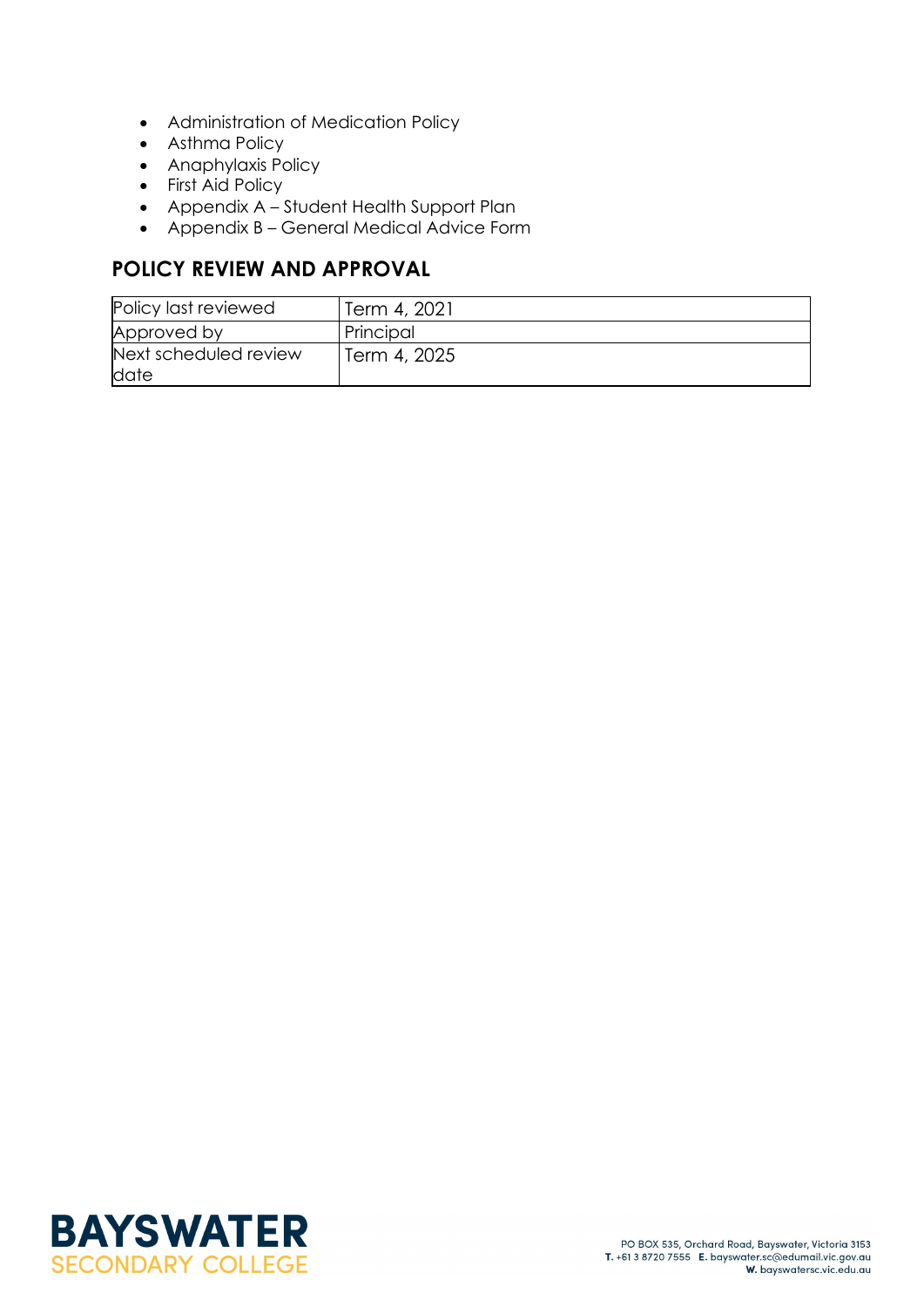- Administration of Medication Policy
- Asthma Policy
- Anaphylaxis Policy
- First Aid Policy
- Appendix A – Student Health Support Plan
- Appendix B – General Medical Advice Form

## POLICY REVIEW AND APPROVAL

| | |
|---|---|
| Policy last reviewed | Term 4, 2021 |
| Approved by | Principal |
| Next scheduled review date | Term 4, 2025 |